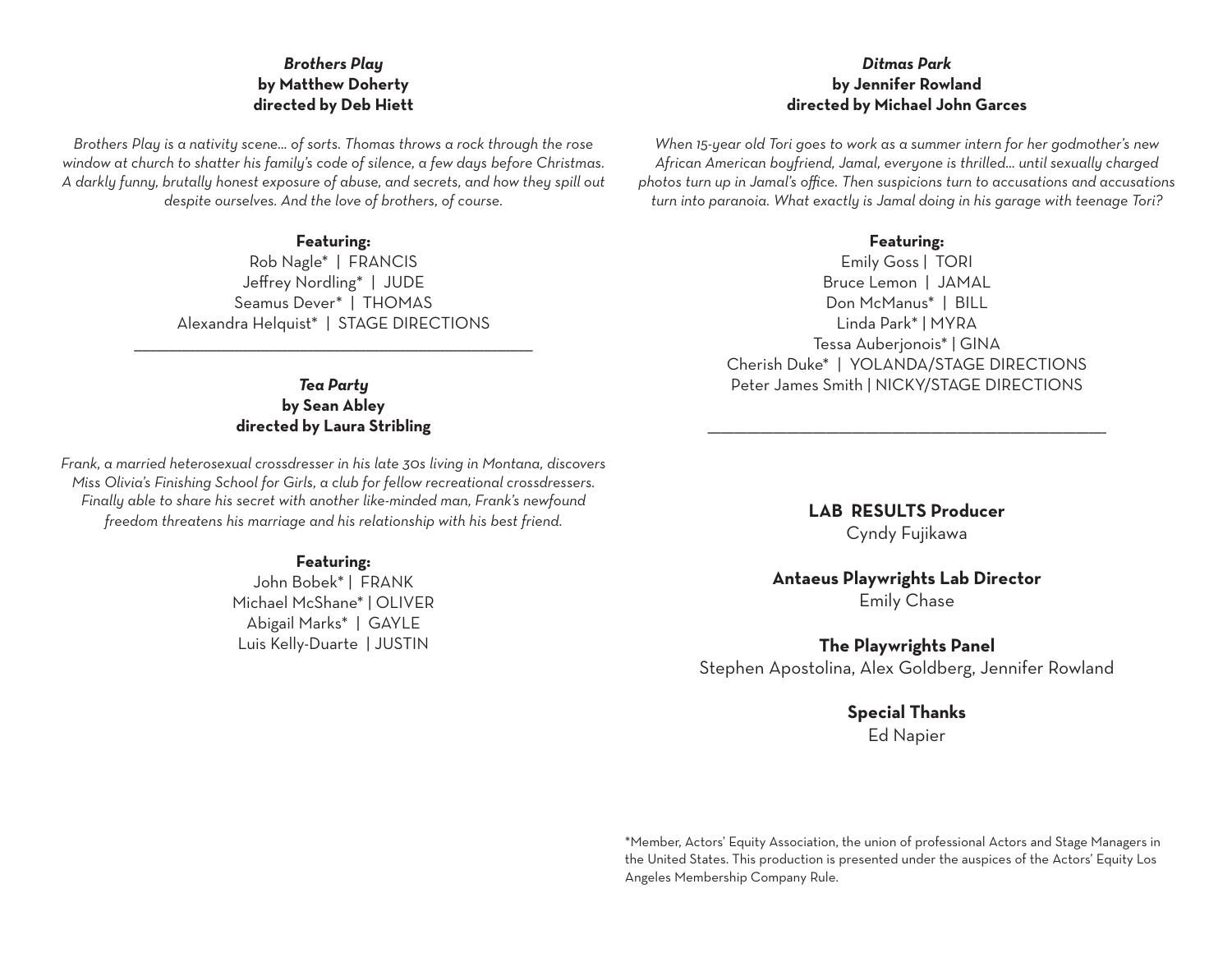### *Brothers Play*
**by Matthew Doherty**
**directed by Deb Hiett**

*Brothers Play is a nativity scene… of sorts. Thomas throws a rock through the rose window at church to shatter his family's code of silence, a few days before Christmas. A darkly funny, brutally honest exposure of abuse, and secrets, and how they spill out despite ourselves. And the love of brothers, of course.*

**Featuring:**

Rob Nagle* | FRANCIS
Jeffrey Nordling* | JUDE
Seamus Dever* | THOMAS
Alexandra Helquist* | STAGE DIRECTIONS

---

### *Tea Party*
**by Sean Abley**
**directed by Laura Stribling**

*Frank, a married heterosexual crossdresser in his late 30s living in Montana, discovers Miss Olivia's Finishing School for Girls, a club for fellow recreational crossdressers. Finally able to share his secret with another like-minded man, Frank's newfound freedom threatens his marriage and his relationship with his best friend.*

**Featuring:**

John Bobek* | FRANK
Michael McShane* | OLIVER
Abigail Marks* | GAYLE
Luis Kelly-Duarte | JUSTIN

### *Ditmas Park*
**by Jennifer Rowland**
**directed by Michael John Garces**

*When 15-year old Tori goes to work as a summer intern for her godmother's new African American boyfriend, Jamal, everyone is thrilled… until sexually charged photos turn up in Jamal's office. Then suspicions turn to accusations and accusations turn into paranoia. What exactly is Jamal doing in his garage with teenage Tori?*

**Featuring:**

Emily Goss | TORI
Bruce Lemon | JAMAL
Don McManus* | BILL
Linda Park* | MYRA
Tessa Auberjonois* | GINA
Cherish Duke* | YOLANDA/STAGE DIRECTIONS
Peter James Smith | NICKY/STAGE DIRECTIONS

---

**LAB RESULTS Producer**
Cyndy Fujikawa

**Antaeus Playwrights Lab Director**
Emily Chase

**The Playwrights Panel**
Stephen Apostolina, Alex Goldberg, Jennifer Rowland

**Special Thanks**
Ed Napier

*Member, Actors' Equity Association, the union of professional Actors and Stage Managers in the United States. This production is presented under the auspices of the Actors' Equity Los Angeles Membership Company Rule.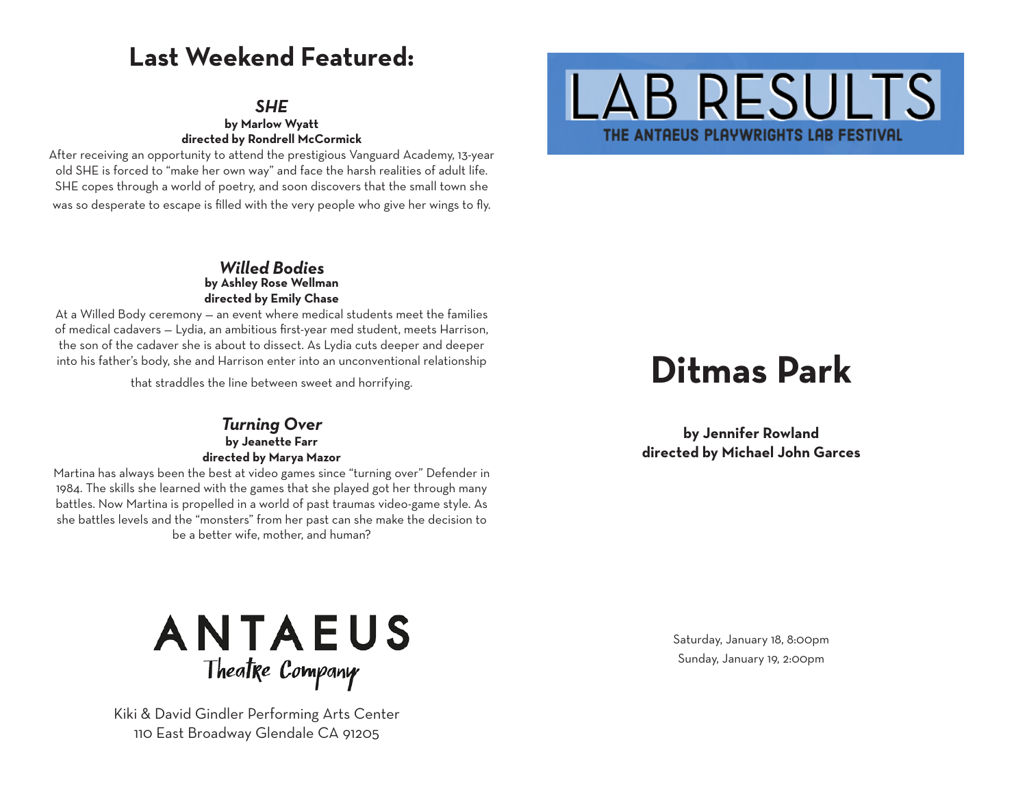## Last Weekend Featured:

### *SHE*

**by Marlow Wyatt**
**directed by Rondrell McCormick**

After receiving an opportunity to attend the prestigious Vanguard Academy, 13-year old SHE is forced to "make her own way" and face the harsh realities of adult life. SHE copes through a world of poetry, and soon discovers that the small town she was so desperate to escape is filled with the very people who give her wings to fly.

### *Willed Bodies*

**by Ashley Rose Wellman**
**directed by Emily Chase**

At a Willed Body ceremony — an event where medical students meet the families of medical cadavers — Lydia, an ambitious first-year med student, meets Harrison, the son of the cadaver she is about to dissect. As Lydia cuts deeper and deeper into his father's body, she and Harrison enter into an unconventional relationship that straddles the line between sweet and horrifying.

### *Turning Over*

**by Jeanette Farr**
**directed by Marya Mazor**

Martina has always been the best at video games since "turning over" Defender in 1984. The skills she learned with the games that she played got her through many battles. Now Martina is propelled in a world of past traumas video-game style. As she battles levels and the "monsters" from her past can she make the decision to be a better wife, mother, and human?

ANTAEUS
Theatre Company

Kiki & David Gindler Performing Arts Center
110 East Broadway Glendale CA 91205

LAB RESULTS
THE ANTAEUS PLAYWRIGHTS LAB FESTIVAL

# Ditmas Park

**by Jennifer Rowland**
**directed by Michael John Garces**

Saturday, January 18, 8:00pm
Sunday, January 19, 2:00pm